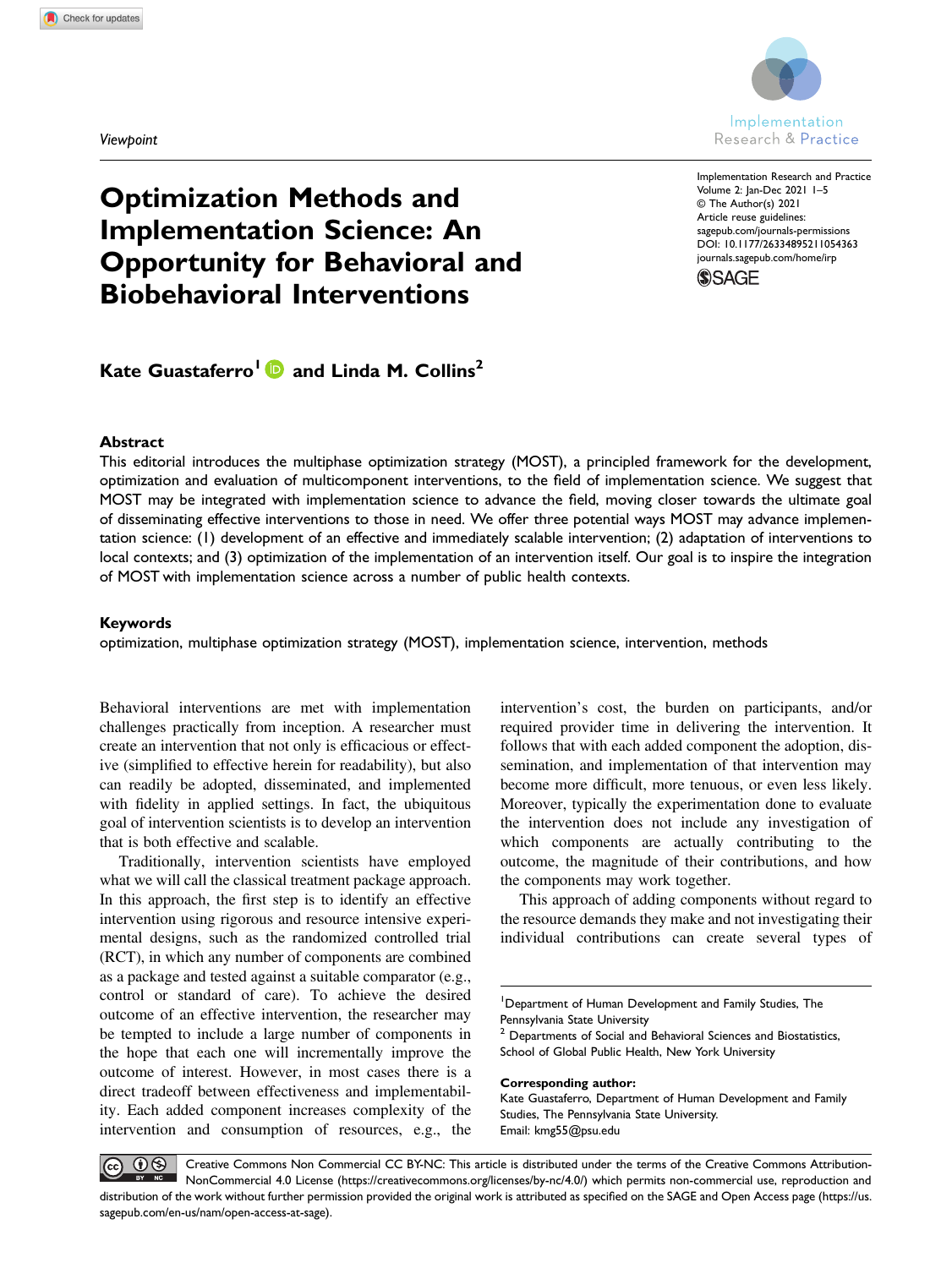Viewpoint

# Optimization Methods and Implementation Science: An Opportunity for Behavioral and Biobehavioral Interventions

**Kate Guastaferro[1] and Linda M. Collins[2]**

## Abstract

This editorial introduces the multiphase optimization strategy (MOST), a principled framework for the development, optimization and evaluation of multicomponent interventions, to the field of implementation science. We suggest that MOST may be integrated with implementation science to advance the field, moving closer towards the ultimate goal of disseminating effective interventions to those in need. We offer three potential ways MOST may advance implementation science: (1) development of an effective and immediately scalable intervention; (2) adaptation of interventions to local contexts; and (3) optimization of the implementation of an intervention itself. Our goal is to inspire the integration of MOST with implementation science across a number of public health contexts.

## Keywords

optimization, multiphase optimization strategy (MOST), implementation science, intervention, methods

Behavioral interventions are met with implementation challenges practically from inception. A researcher must create an intervention that not only is efficacious or effective (simplified to effective herein for readability), but also can readily be adopted, disseminated, and implemented with fidelity in applied settings. In fact, the ubiquitous goal of intervention scientists is to develop an intervention that is both effective and scalable.

Traditionally, intervention scientists have employed what we will call the classical treatment package approach. In this approach, the first step is to identify an effective intervention using rigorous and resource intensive experimental designs, such as the randomized controlled trial (RCT), in which any number of components are combined as a package and tested against a suitable comparator (e.g., control or standard of care). To achieve the desired outcome of an effective intervention, the researcher may be tempted to include a large number of components in the hope that each one will incrementally improve the outcome of interest. However, in most cases there is a direct tradeoff between effectiveness and implementability. Each added component increases complexity of the intervention and consumption of resources, e.g., the intervention's cost, the burden on participants, and/or required provider time in delivering the intervention. It follows that with each added component the adoption, dissemination, and implementation of that intervention may become more difficult, more tenuous, or even less likely. Moreover, typically the experimentation done to evaluate the intervention does not include any investigation of which components are actually contributing to the outcome, the magnitude of their contributions, and how the components may work together.

This approach of adding components without regard to the resource demands they make and not investigating their individual contributions can create several types of

---

[1]Department of Human Development and Family Studies, The Pennsylvania State University

[2] Departments of Social and Behavioral Sciences and Biostatistics, School of Global Public Health, New York University

**Corresponding author:**
Kate Guastaferro, Department of Human Development and Family Studies, The Pennsylvania State University.
Email: kmg55@psu.edu

Creative Commons Non Commercial CC BY-NC: This article is distributed under the terms of the Creative Commons Attribution-NonCommercial 4.0 License (https://creativecommons.org/licenses/by-nc/4.0/) which permits non-commercial use, reproduction and distribution of the work without further permission provided the original work is attributed as specified on the SAGE and Open Access page (https://us.sagepub.com/en-us/nam/open-access-at-sage).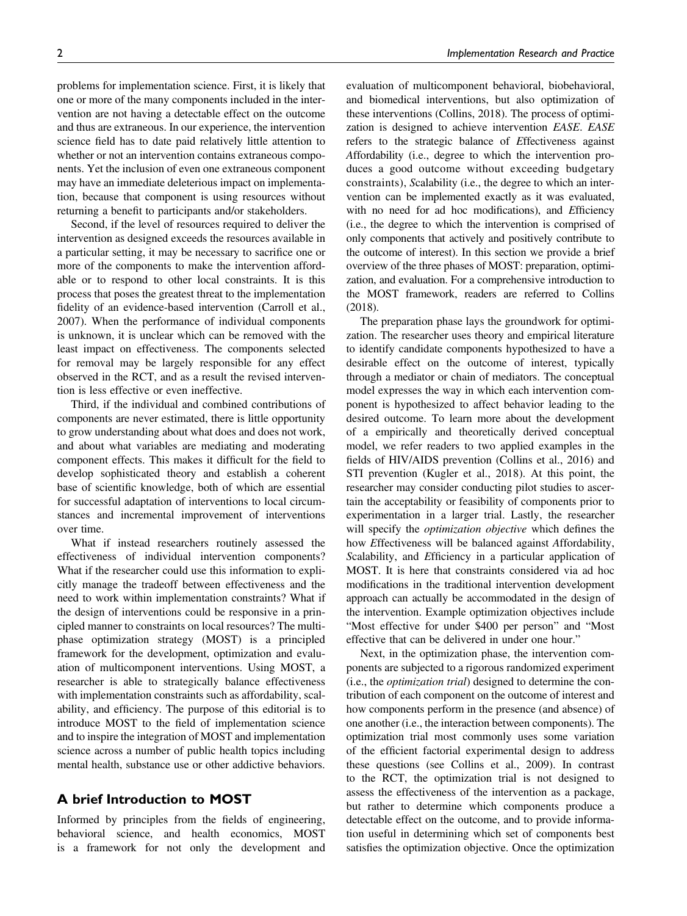problems for implementation science. First, it is likely that one or more of the many components included in the intervention are not having a detectable effect on the outcome and thus are extraneous. In our experience, the intervention science field has to date paid relatively little attention to whether or not an intervention contains extraneous components. Yet the inclusion of even one extraneous component may have an immediate deleterious impact on implementation, because that component is using resources without returning a benefit to participants and/or stakeholders.

Second, if the level of resources required to deliver the intervention as designed exceeds the resources available in a particular setting, it may be necessary to sacrifice one or more of the components to make the intervention affordable or to respond to other local constraints. It is this process that poses the greatest threat to the implementation fidelity of an evidence-based intervention (Carroll et al., 2007). When the performance of individual components is unknown, it is unclear which can be removed with the least impact on effectiveness. The components selected for removal may be largely responsible for any effect observed in the RCT, and as a result the revised intervention is less effective or even ineffective.

Third, if the individual and combined contributions of components are never estimated, there is little opportunity to grow understanding about what does and does not work, and about what variables are mediating and moderating component effects. This makes it difficult for the field to develop sophisticated theory and establish a coherent base of scientific knowledge, both of which are essential for successful adaptation of interventions to local circumstances and incremental improvement of interventions over time.

What if instead researchers routinely assessed the effectiveness of individual intervention components? What if the researcher could use this information to explicitly manage the tradeoff between effectiveness and the need to work within implementation constraints? What if the design of interventions could be responsive in a principled manner to constraints on local resources? The multiphase optimization strategy (MOST) is a principled framework for the development, optimization and evaluation of multicomponent interventions. Using MOST, a researcher is able to strategically balance effectiveness with implementation constraints such as affordability, scalability, and efficiency. The purpose of this editorial is to introduce MOST to the field of implementation science and to inspire the integration of MOST and implementation science across a number of public health topics including mental health, substance use or other addictive behaviors.

## A brief Introduction to MOST

Informed by principles from the fields of engineering, behavioral science, and health economics, MOST is a framework for not only the development and evaluation of multicomponent behavioral, biobehavioral, and biomedical interventions, but also optimization of these interventions (Collins, 2018). The process of optimization is designed to achieve intervention *EASE*. *EASE* refers to the strategic balance of *E*ffectiveness against *A*ffordability (i.e., degree to which the intervention produces a good outcome without exceeding budgetary constraints), *S*calability (i.e., the degree to which an intervention can be implemented exactly as it was evaluated, with no need for ad hoc modifications), and *E*fficiency (i.e., the degree to which the intervention is comprised of only components that actively and positively contribute to the outcome of interest). In this section we provide a brief overview of the three phases of MOST: preparation, optimization, and evaluation. For a comprehensive introduction to the MOST framework, readers are referred to Collins (2018).

The preparation phase lays the groundwork for optimization. The researcher uses theory and empirical literature to identify candidate components hypothesized to have a desirable effect on the outcome of interest, typically through a mediator or chain of mediators. The conceptual model expresses the way in which each intervention component is hypothesized to affect behavior leading to the desired outcome. To learn more about the development of a empirically and theoretically derived conceptual model, we refer readers to two applied examples in the fields of HIV/AIDS prevention (Collins et al., 2016) and STI prevention (Kugler et al., 2018). At this point, the researcher may consider conducting pilot studies to ascertain the acceptability or feasibility of components prior to experimentation in a larger trial. Lastly, the researcher will specify the *optimization objective* which defines the how *E*ffectiveness will be balanced against *A*ffordability, *S*calability, and *E*fficiency in a particular application of MOST. It is here that constraints considered via ad hoc modifications in the traditional intervention development approach can actually be accommodated in the design of the intervention. Example optimization objectives include "Most effective for under $400 per person" and "Most effective that can be delivered in under one hour."

Next, in the optimization phase, the intervention components are subjected to a rigorous randomized experiment (i.e., the *optimization trial*) designed to determine the contribution of each component on the outcome of interest and how components perform in the presence (and absence) of one another (i.e., the interaction between components). The optimization trial most commonly uses some variation of the efficient factorial experimental design to address these questions (see Collins et al., 2009). In contrast to the RCT, the optimization trial is not designed to assess the effectiveness of the intervention as a package, but rather to determine which components produce a detectable effect on the outcome, and to provide information useful in determining which set of components best satisfies the optimization objective. Once the optimization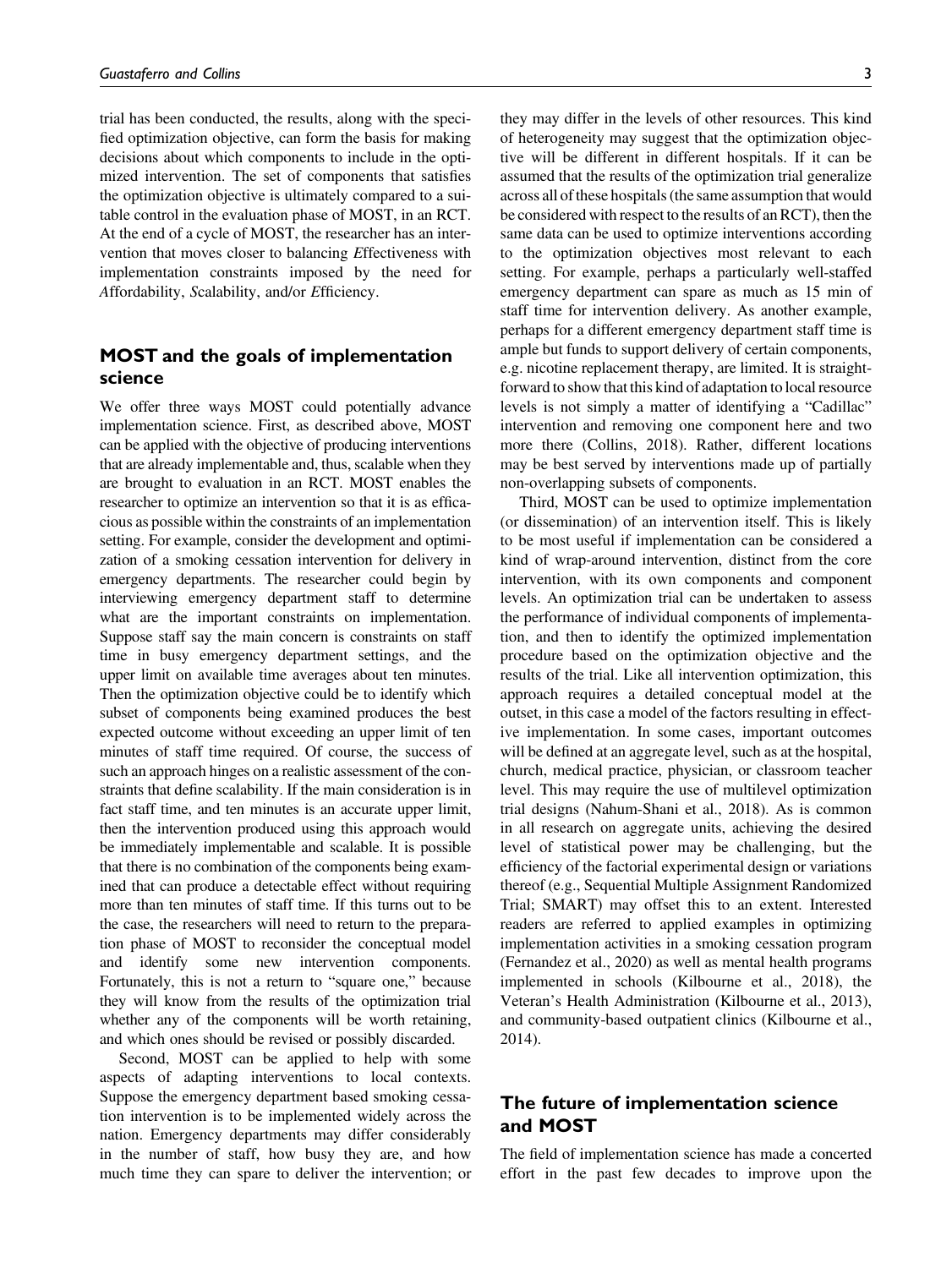trial has been conducted, the results, along with the specified optimization objective, can form the basis for making decisions about which components to include in the optimized intervention. The set of components that satisfies the optimization objective is ultimately compared to a suitable control in the evaluation phase of MOST, in an RCT. At the end of a cycle of MOST, the researcher has an intervention that moves closer to balancing *E*ffectiveness with implementation constraints imposed by the need for *A*ffordability, *S*calability, and/or *E*fficiency.

## MOST and the goals of implementation science

We offer three ways MOST could potentially advance implementation science. First, as described above, MOST can be applied with the objective of producing interventions that are already implementable and, thus, scalable when they are brought to evaluation in an RCT. MOST enables the researcher to optimize an intervention so that it is as efficacious as possible within the constraints of an implementation setting. For example, consider the development and optimization of a smoking cessation intervention for delivery in emergency departments. The researcher could begin by interviewing emergency department staff to determine what are the important constraints on implementation. Suppose staff say the main concern is constraints on staff time in busy emergency department settings, and the upper limit on available time averages about ten minutes. Then the optimization objective could be to identify which subset of components being examined produces the best expected outcome without exceeding an upper limit of ten minutes of staff time required. Of course, the success of such an approach hinges on a realistic assessment of the constraints that define scalability. If the main consideration is in fact staff time, and ten minutes is an accurate upper limit, then the intervention produced using this approach would be immediately implementable and scalable. It is possible that there is no combination of the components being examined that can produce a detectable effect without requiring more than ten minutes of staff time. If this turns out to be the case, the researchers will need to return to the preparation phase of MOST to reconsider the conceptual model and identify some new intervention components. Fortunately, this is not a return to "square one," because they will know from the results of the optimization trial whether any of the components will be worth retaining, and which ones should be revised or possibly discarded.

Second, MOST can be applied to help with some aspects of adapting interventions to local contexts. Suppose the emergency department based smoking cessation intervention is to be implemented widely across the nation. Emergency departments may differ considerably in the number of staff, how busy they are, and how much time they can spare to deliver the intervention; or they may differ in the levels of other resources. This kind of heterogeneity may suggest that the optimization objective will be different in different hospitals. If it can be assumed that the results of the optimization trial generalize across all of these hospitals (the same assumption that would be considered with respect to the results of an RCT), then the same data can be used to optimize interventions according to the optimization objectives most relevant to each setting. For example, perhaps a particularly well-staffed emergency department can spare as much as 15 min of staff time for intervention delivery. As another example, perhaps for a different emergency department staff time is ample but funds to support delivery of certain components, e.g. nicotine replacement therapy, are limited. It is straightforward to show that this kind of adaptation to local resource levels is not simply a matter of identifying a "Cadillac" intervention and removing one component here and two more there (Collins, 2018). Rather, different locations may be best served by interventions made up of partially non-overlapping subsets of components.

Third, MOST can be used to optimize implementation (or dissemination) of an intervention itself. This is likely to be most useful if implementation can be considered a kind of wrap-around intervention, distinct from the core intervention, with its own components and component levels. An optimization trial can be undertaken to assess the performance of individual components of implementation, and then to identify the optimized implementation procedure based on the optimization objective and the results of the trial. Like all intervention optimization, this approach requires a detailed conceptual model at the outset, in this case a model of the factors resulting in effective implementation. In some cases, important outcomes will be defined at an aggregate level, such as at the hospital, church, medical practice, physician, or classroom teacher level. This may require the use of multilevel optimization trial designs (Nahum-Shani et al., 2018). As is common in all research on aggregate units, achieving the desired level of statistical power may be challenging, but the efficiency of the factorial experimental design or variations thereof (e.g., Sequential Multiple Assignment Randomized Trial; SMART) may offset this to an extent. Interested readers are referred to applied examples in optimizing implementation activities in a smoking cessation program (Fernandez et al., 2020) as well as mental health programs implemented in schools (Kilbourne et al., 2018), the Veteran's Health Administration (Kilbourne et al., 2013), and community-based outpatient clinics (Kilbourne et al., 2014).

## The future of implementation science and MOST

The field of implementation science has made a concerted effort in the past few decades to improve upon the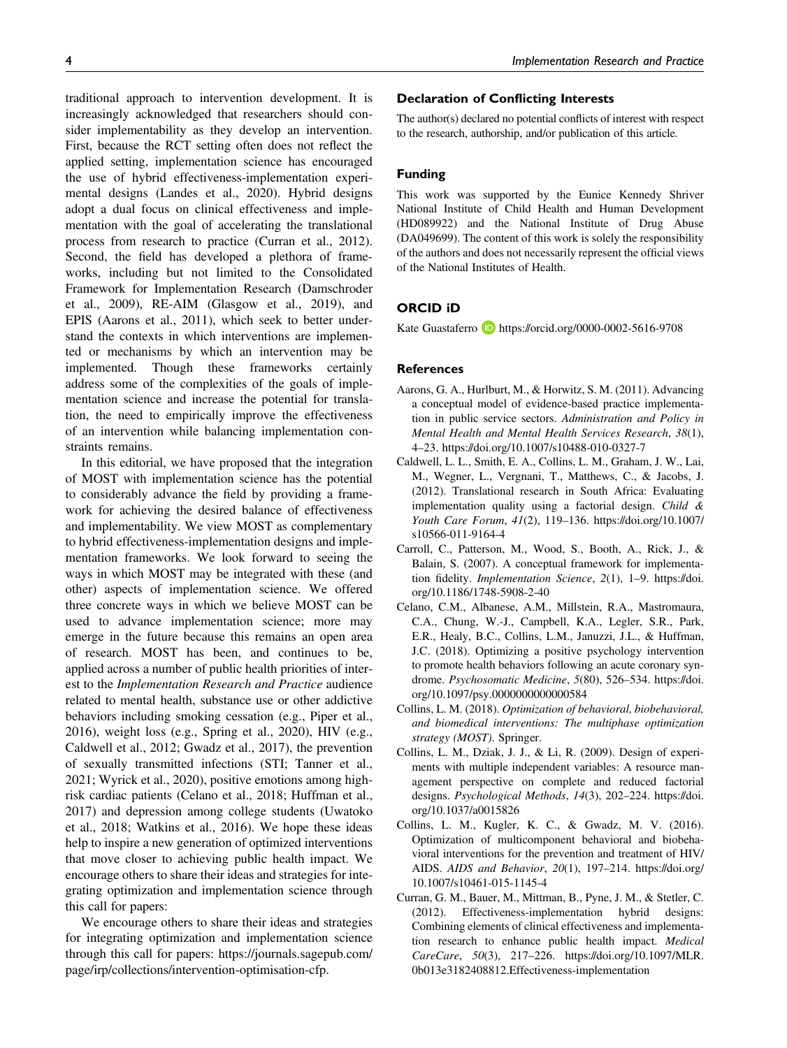traditional approach to intervention development. It is increasingly acknowledged that researchers should consider implementability as they develop an intervention. First, because the RCT setting often does not reflect the applied setting, implementation science has encouraged the use of hybrid effectiveness-implementation experimental designs (Landes et al., 2020). Hybrid designs adopt a dual focus on clinical effectiveness and implementation with the goal of accelerating the translational process from research to practice (Curran et al., 2012). Second, the field has developed a plethora of frameworks, including but not limited to the Consolidated Framework for Implementation Research (Damschroder et al., 2009), RE-AIM (Glasgow et al., 2019), and EPIS (Aarons et al., 2011), which seek to better understand the contexts in which interventions are implemented or mechanisms by which an intervention may be implemented. Though these frameworks certainly address some of the complexities of the goals of implementation science and increase the potential for translation, the need to empirically improve the effectiveness of an intervention while balancing implementation constraints remains.

In this editorial, we have proposed that the integration of MOST with implementation science has the potential to considerably advance the field by providing a framework for achieving the desired balance of effectiveness and implementability. We view MOST as complementary to hybrid effectiveness-implementation designs and implementation frameworks. We look forward to seeing the ways in which MOST may be integrated with these (and other) aspects of implementation science. We offered three concrete ways in which we believe MOST can be used to advance implementation science; more may emerge in the future because this remains an open area of research. MOST has been, and continues to be, applied across a number of public health priorities of interest to the *Implementation Research and Practice* audience related to mental health, substance use or other addictive behaviors including smoking cessation (e.g., Piper et al., 2016), weight loss (e.g., Spring et al., 2020), HIV (e.g., Caldwell et al., 2012; Gwadz et al., 2017), the prevention of sexually transmitted infections (STI; Tanner et al., 2021; Wyrick et al., 2020), positive emotions among high-risk cardiac patients (Celano et al., 2018; Huffman et al., 2017) and depression among college students (Uwatoko et al., 2018; Watkins et al., 2016). We hope these ideas help to inspire a new generation of optimized interventions that move closer to achieving public health impact. We encourage others to share their ideas and strategies for integrating optimization and implementation science through this call for papers:

We encourage others to share their ideas and strategies for integrating optimization and implementation science through this call for papers: https://journals.sagepub.com/page/irp/collections/intervention-optimisation-cfp.

## Declaration of Conflicting Interests

The author(s) declared no potential conflicts of interest with respect to the research, authorship, and/or publication of this article.

## Funding

This work was supported by the Eunice Kennedy Shriver National Institute of Child Health and Human Development (HD089922) and the National Institute of Drug Abuse (DA049699). The content of this work is solely the responsibility of the authors and does not necessarily represent the official views of the National Institutes of Health.

## ORCID iD

Kate Guastaferro https://orcid.org/0000-0002-5616-9708

## References

Aarons, G. A., Hurlburt, M., & Horwitz, S. M. (2011). Advancing a conceptual model of evidence-based practice implementation in public service sectors. *Administration and Policy in Mental Health and Mental Health Services Research*, *38*(1), 4–23. https://doi.org/10.1007/s10488-010-0327-7

Caldwell, L. L., Smith, E. A., Collins, L. M., Graham, J. W., Lai, M., Wegner, L., Vergnani, T., Matthews, C., & Jacobs, J. (2012). Translational research in South Africa: Evaluating implementation quality using a factorial design. *Child & Youth Care Forum*, *41*(2), 119–136. https://doi.org/10.1007/s10566-011-9164-4

Carroll, C., Patterson, M., Wood, S., Booth, A., Rick, J., & Balain, S. (2007). A conceptual framework for implementation fidelity. *Implementation Science*, *2*(1), 1–9. https://doi.org/10.1186/1748-5908-2-40

Celano, C.M., Albanese, A.M., Millstein, R.A., Mastromaura, C.A., Chung, W.-J., Campbell, K.A., Legler, S.R., Park, E.R., Healy, B.C., Collins, L.M., Januzzi, J.L., & Huffman, J.C. (2018). Optimizing a positive psychology intervention to promote health behaviors following an acute coronary syndrome. *Psychosomatic Medicine*, *5*(80), 526–534. https://doi.org/10.1097/psy.0000000000000584

Collins, L. M. (2018). *Optimization of behavioral, biobehavioral, and biomedical interventions: The multiphase optimization strategy (MOST)*. Springer.

Collins, L. M., Dziak, J. J., & Li, R. (2009). Design of experiments with multiple independent variables: A resource management perspective on complete and reduced factorial designs. *Psychological Methods*, *14*(3), 202–224. https://doi.org/10.1037/a0015826

Collins, L. M., Kugler, K. C., & Gwadz, M. V. (2016). Optimization of multicomponent behavioral and biobehavioral interventions for the prevention and treatment of HIV/AIDS. *AIDS and Behavior*, *20*(1), 197–214. https://doi.org/10.1007/s10461-015-1145-4

Curran, G. M., Bauer, M., Mittman, B., Pyne, J. M., & Stetler, C. (2012). Effectiveness-implementation hybrid designs: Combining elements of clinical effectiveness and implementation research to enhance public health impact. *Medical CareCare*, *50*(3), 217–226. https://doi.org/10.1097/MLR.0b013e3182408812.Effectiveness-implementation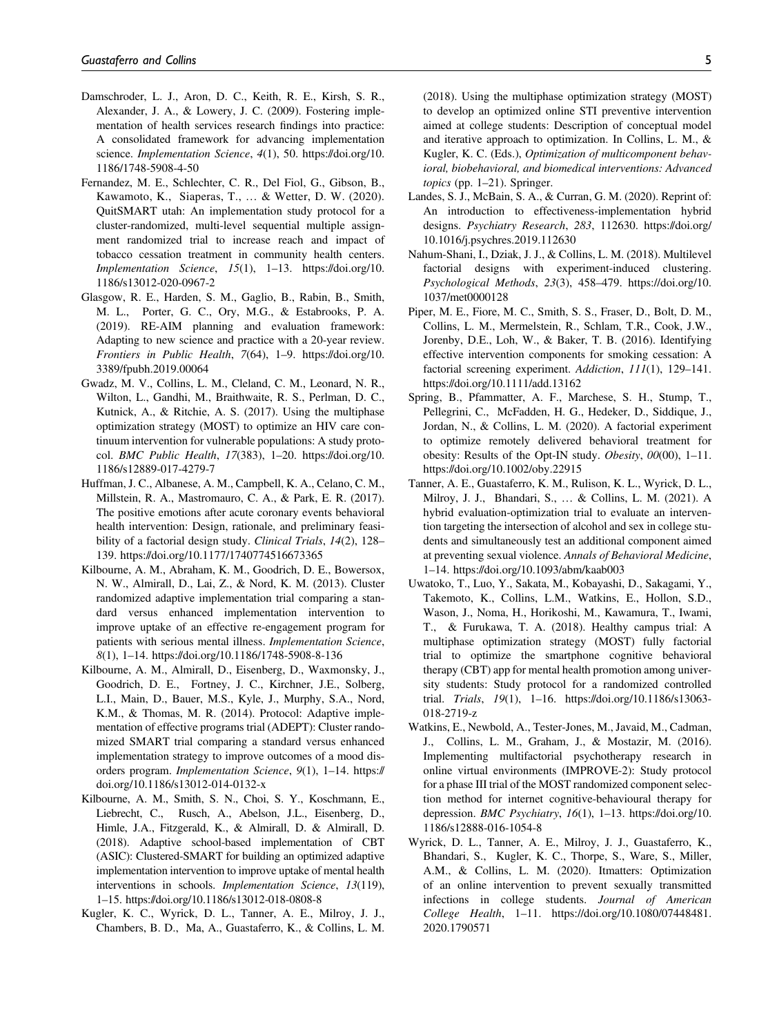Damschroder, L. J., Aron, D. C., Keith, R. E., Kirsh, S. R., Alexander, J. A., & Lowery, J. C. (2009). Fostering implementation of health services research findings into practice: A consolidated framework for advancing implementation science. *Implementation Science*, *4*(1), 50. https://doi.org/10.1186/1748-5908-4-50

Fernandez, M. E., Schlechter, C. R., Del Fiol, G., Gibson, B., Kawamoto, K., Siaperas, T., … & Wetter, D. W. (2020). QuitSMART utah: An implementation study protocol for a cluster-randomized, multi-level sequential multiple assignment randomized trial to increase reach and impact of tobacco cessation treatment in community health centers. *Implementation Science*, *15*(1), 1–13. https://doi.org/10.1186/s13012-020-0967-2

Glasgow, R. E., Harden, S. M., Gaglio, B., Rabin, B., Smith, M. L., Porter, G. C., Ory, M.G., & Estabrooks, P. A. (2019). RE-AIM planning and evaluation framework: Adapting to new science and practice with a 20-year review. *Frontiers in Public Health*, *7*(64), 1–9. https://doi.org/10.3389/fpubh.2019.00064

Gwadz, M. V., Collins, L. M., Cleland, C. M., Leonard, N. R., Wilton, L., Gandhi, M., Braithwaite, R. S., Perlman, D. C., Kutnick, A., & Ritchie, A. S. (2017). Using the multiphase optimization strategy (MOST) to optimize an HIV care continuum intervention for vulnerable populations: A study protocol. *BMC Public Health*, *17*(383), 1–20. https://doi.org/10.1186/s12889-017-4279-7

Huffman, J. C., Albanese, A. M., Campbell, K. A., Celano, C. M., Millstein, R. A., Mastromauro, C. A., & Park, E. R. (2017). The positive emotions after acute coronary events behavioral health intervention: Design, rationale, and preliminary feasibility of a factorial design study. *Clinical Trials*, *14*(2), 128–139. https://doi.org/10.1177/1740774516673365

Kilbourne, A. M., Abraham, K. M., Goodrich, D. E., Bowersox, N. W., Almirall, D., Lai, Z., & Nord, K. M. (2013). Cluster randomized adaptive implementation trial comparing a standard versus enhanced implementation intervention to improve uptake of an effective re-engagement program for patients with serious mental illness. *Implementation Science*, *8*(1), 1–14. https://doi.org/10.1186/1748-5908-8-136

Kilbourne, A. M., Almirall, D., Eisenberg, D., Waxmonsky, J., Goodrich, D. E., Fortney, J. C., Kirchner, J.E., Solberg, L.I., Main, D., Bauer, M.S., Kyle, J., Murphy, S.A., Nord, K.M., & Thomas, M. R. (2014). Protocol: Adaptive implementation of effective programs trial (ADEPT): Cluster randomized SMART trial comparing a standard versus enhanced implementation strategy to improve outcomes of a mood disorders program. *Implementation Science*, *9*(1), 1–14. https://doi.org/10.1186/s13012-014-0132-x

Kilbourne, A. M., Smith, S. N., Choi, S. Y., Koschmann, E., Liebrecht, C., Rusch, A., Abelson, J.L., Eisenberg, D., Himle, J.A., Fitzgerald, K., & Almirall, D. & Almirall, D. (2018). Adaptive school-based implementation of CBT (ASIC): Clustered-SMART for building an optimized adaptive implementation intervention to improve uptake of mental health interventions in schools. *Implementation Science*, *13*(119), 1–15. https://doi.org/10.1186/s13012-018-0808-8

Kugler, K. C., Wyrick, D. L., Tanner, A. E., Milroy, J. J., Chambers, B. D., Ma, A., Guastaferro, K., & Collins, L. M. (2018). Using the multiphase optimization strategy (MOST) to develop an optimized online STI preventive intervention aimed at college students: Description of conceptual model and iterative approach to optimization. In Collins, L. M., & Kugler, K. C. (Eds.), *Optimization of multicomponent behavioral, biobehavioral, and biomedical interventions: Advanced topics* (pp. 1–21). Springer.

Landes, S. J., McBain, S. A., & Curran, G. M. (2020). Reprint of: An introduction to effectiveness-implementation hybrid designs. *Psychiatry Research*, *283*, 112630. https://doi.org/10.1016/j.psychres.2019.112630

Nahum-Shani, I., Dziak, J. J., & Collins, L. M. (2018). Multilevel factorial designs with experiment-induced clustering. *Psychological Methods*, *23*(3), 458–479. https://doi.org/10.1037/met0000128

Piper, M. E., Fiore, M. C., Smith, S. S., Fraser, D., Bolt, D. M., Collins, L. M., Mermelstein, R., Schlam, T.R., Cook, J.W., Jorenby, D.E., Loh, W., & Baker, T. B. (2016). Identifying effective intervention components for smoking cessation: A factorial screening experiment. *Addiction*, *111*(1), 129–141. https://doi.org/10.1111/add.13162

Spring, B., Pfammatter, A. F., Marchese, S. H., Stump, T., Pellegrini, C., McFadden, H. G., Hedeker, D., Siddique, J., Jordan, N., & Collins, L. M. (2020). A factorial experiment to optimize remotely delivered behavioral treatment for obesity: Results of the Opt-IN study. *Obesity*, *00*(00), 1–11. https://doi.org/10.1002/oby.22915

Tanner, A. E., Guastaferro, K. M., Rulison, K. L., Wyrick, D. L., Milroy, J. J., Bhandari, S., … & Collins, L. M. (2021). A hybrid evaluation-optimization trial to evaluate an intervention targeting the intersection of alcohol and sex in college students and simultaneously test an additional component aimed at preventing sexual violence. *Annals of Behavioral Medicine*, 1–14. https://doi.org/10.1093/abm/kaab003

Uwatoko, T., Luo, Y., Sakata, M., Kobayashi, D., Sakagami, Y., Takemoto, K., Collins, L.M., Watkins, E., Hollon, S.D., Wason, J., Noma, H., Horikoshi, M., Kawamura, T., Iwami, T., & Furukawa, T. A. (2018). Healthy campus trial: A multiphase optimization strategy (MOST) fully factorial trial to optimize the smartphone cognitive behavioral therapy (CBT) app for mental health promotion among university students: Study protocol for a randomized controlled trial. *Trials*, *19*(1), 1–16. https://doi.org/10.1186/s13063-018-2719-z

Watkins, E., Newbold, A., Tester-Jones, M., Javaid, M., Cadman, J., Collins, L. M., Graham, J., & Mostazir, M. (2016). Implementing multifactorial psychotherapy research in online virtual environments (IMPROVE-2): Study protocol for a phase III trial of the MOST randomized component selection method for internet cognitive-behavioural therapy for depression. *BMC Psychiatry*, *16*(1), 1–13. https://doi.org/10.1186/s12888-016-1054-8

Wyrick, D. L., Tanner, A. E., Milroy, J. J., Guastaferro, K., Bhandari, S., Kugler, K. C., Thorpe, S., Ware, S., Miller, A.M., & Collins, L. M. (2020). Itmatters: Optimization of an online intervention to prevent sexually transmitted infections in college students. *Journal of American College Health*, 1–11. https://doi.org/10.1080/07448481.2020.1790571